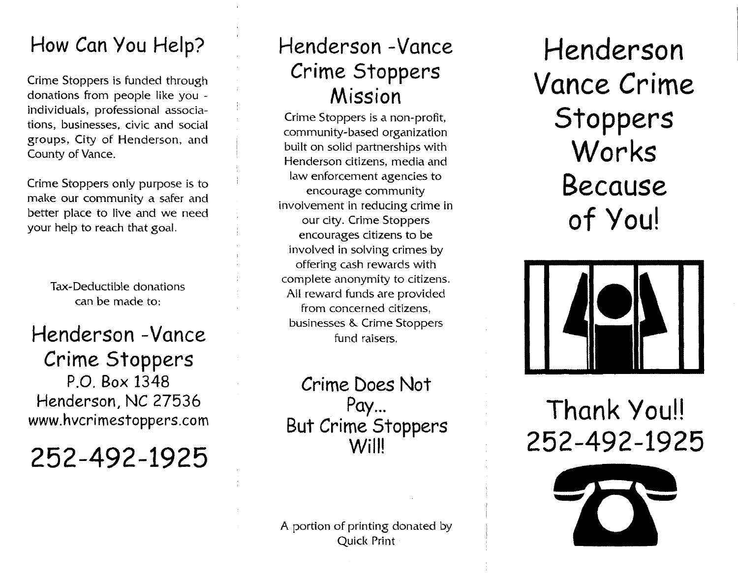## How Can You Help?

Crime Stoppers is funded through donations from people like you - individuals, professional associations, businesses, civic and social groups, City of Henderson, and County of Vance.

Crime Stoppers only purpose is to make our community a safer and better place to live and we need your help to reach that goal.

Tax-Deductible donations can be made to:

**Henderson -Vance Crime Stoppers**
P.O. Box 1348
Henderson, NC 27536
www.hvcrimestoppers.com

**252-492-1925**

## Henderson -Vance Crime Stoppers Mission

Crime Stoppers is a non-profit, community-based organization built on solid partnerships with Henderson citizens, media and law enforcement agencies to encourage community involvement in reducing crime in our city. Crime Stoppers encourages citizens to be involved in solving crimes by offering cash rewards with complete anonymity to citizens. All reward funds are provided from concerned citizens, businesses & Crime Stoppers fund raisers.

**Crime Does Not Pay... But Crime Stoppers Will!**

A portion of printing donated by Quick Print

# Henderson Vance Crime Stoppers Works Because of You!

**Thank You!!**
**252-492-1925**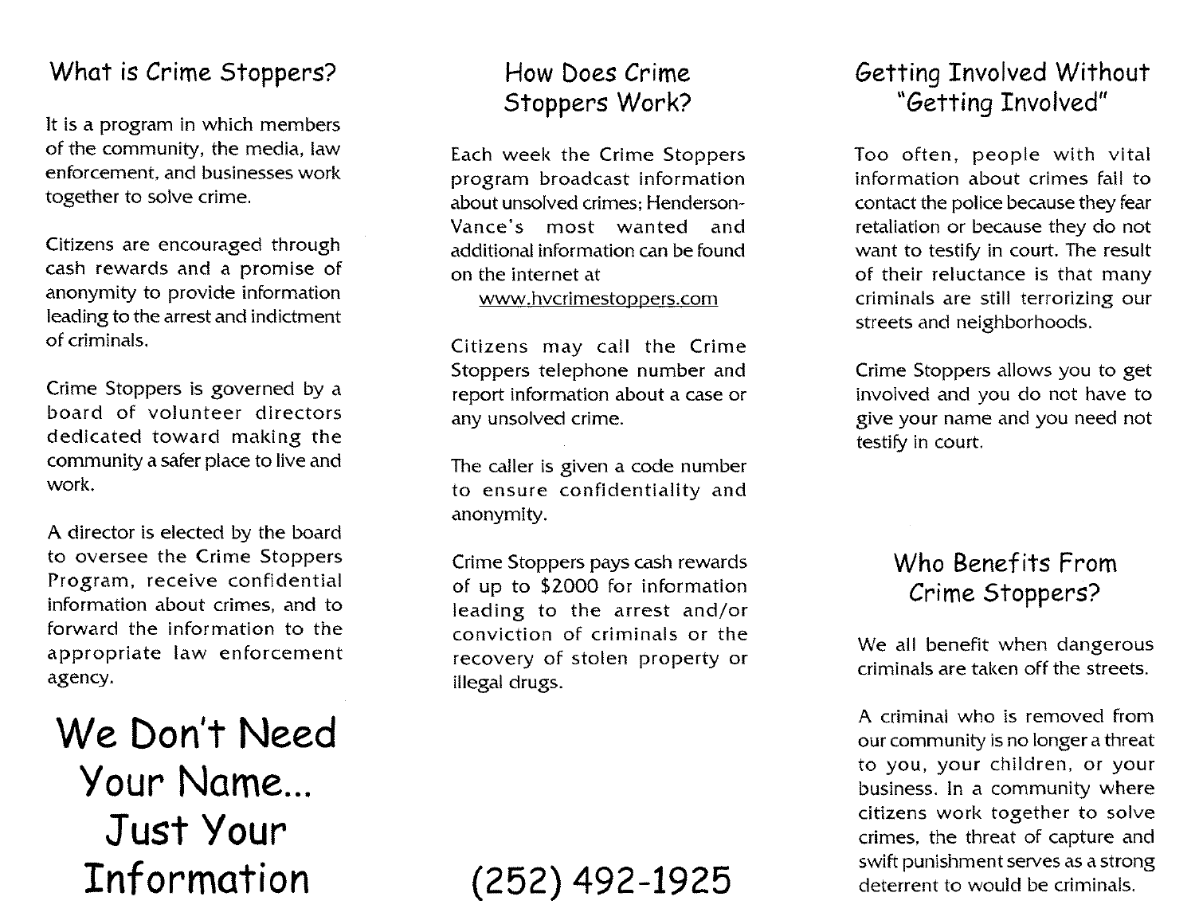## What is Crime Stoppers?

It is a program in which members of the community, the media, law enforcement, and businesses work together to solve crime.

Citizens are encouraged through cash rewards and a promise of anonymity to provide information leading to the arrest and indictment of criminals.

Crime Stoppers is governed by a board of volunteer directors dedicated toward making the community a safer place to live and work.

A director is elected by the board to oversee the Crime Stoppers Program, receive confidential information about crimes, and to forward the information to the appropriate law enforcement agency.

# We Don't Need Your Name... Just Your Information

## How Does Crime Stoppers Work?

Each week the Crime Stoppers program broadcast information about unsolved crimes; Henderson-Vance's most wanted and additional information can be found on the internet at www.hvcrimestoppers.com

Citizens may call the Crime Stoppers telephone number and report information about a case or any unsolved crime.

The caller is given a code number to ensure confidentiality and anonymity.

Crime Stoppers pays cash rewards of up to $2000 for information leading to the arrest and/or conviction of criminals or the recovery of stolen property or illegal drugs.

# (252) 492-1925

## Getting Involved Without "Getting Involved"

Too often, people with vital information about crimes fail to contact the police because they fear retaliation or because they do not want to testify in court. The result of their reluctance is that many criminals are still terrorizing our streets and neighborhoods.

Crime Stoppers allows you to get involved and you do not have to give your name and you need not testify in court.

## Who Benefits From Crime Stoppers?

We all benefit when dangerous criminals are taken off the streets.

A criminal who is removed from our community is no longer a threat to you, your children, or your business. In a community where citizens work together to solve crimes, the threat of capture and swift punishment serves as a strong deterrent to would be criminals.